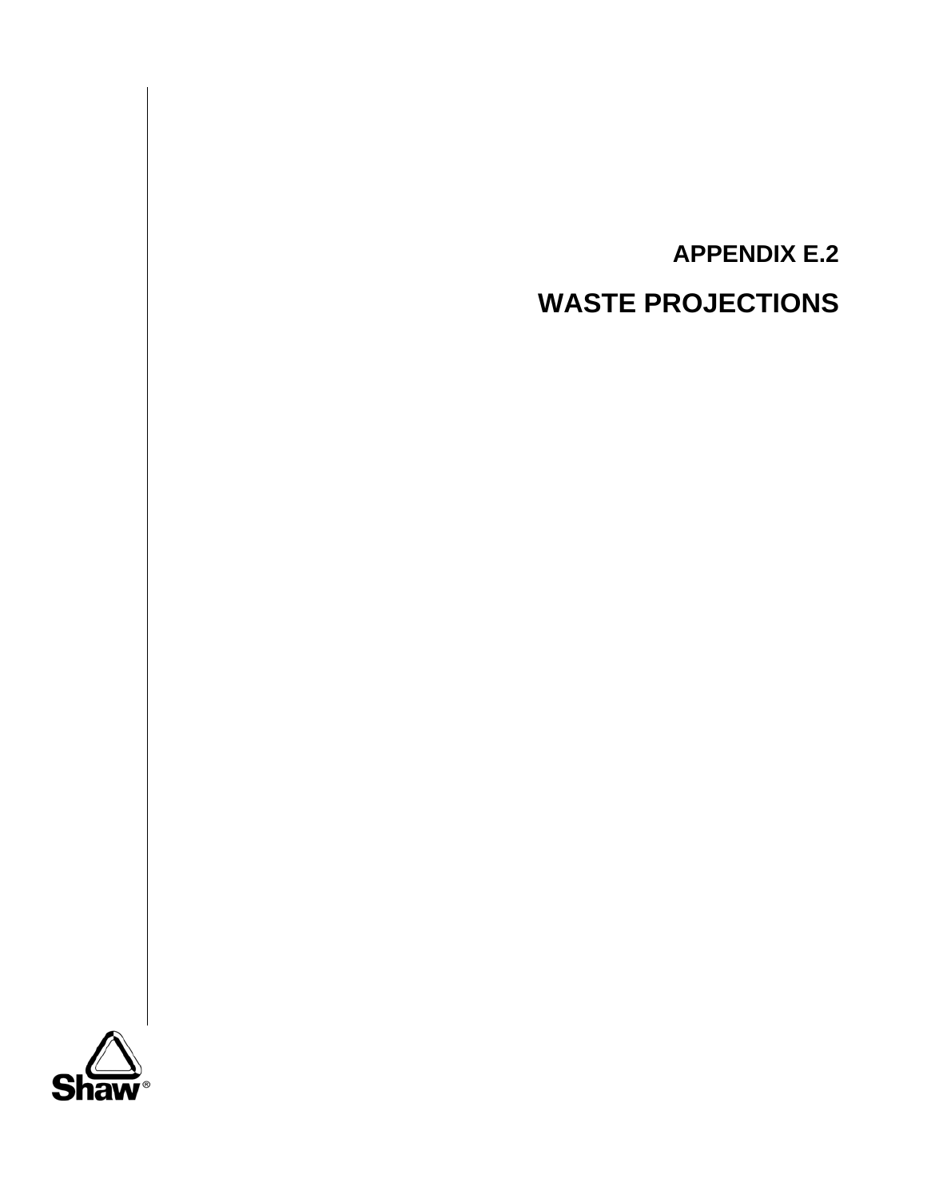# APPENDIX E.2

# WASTE PROJECTIONS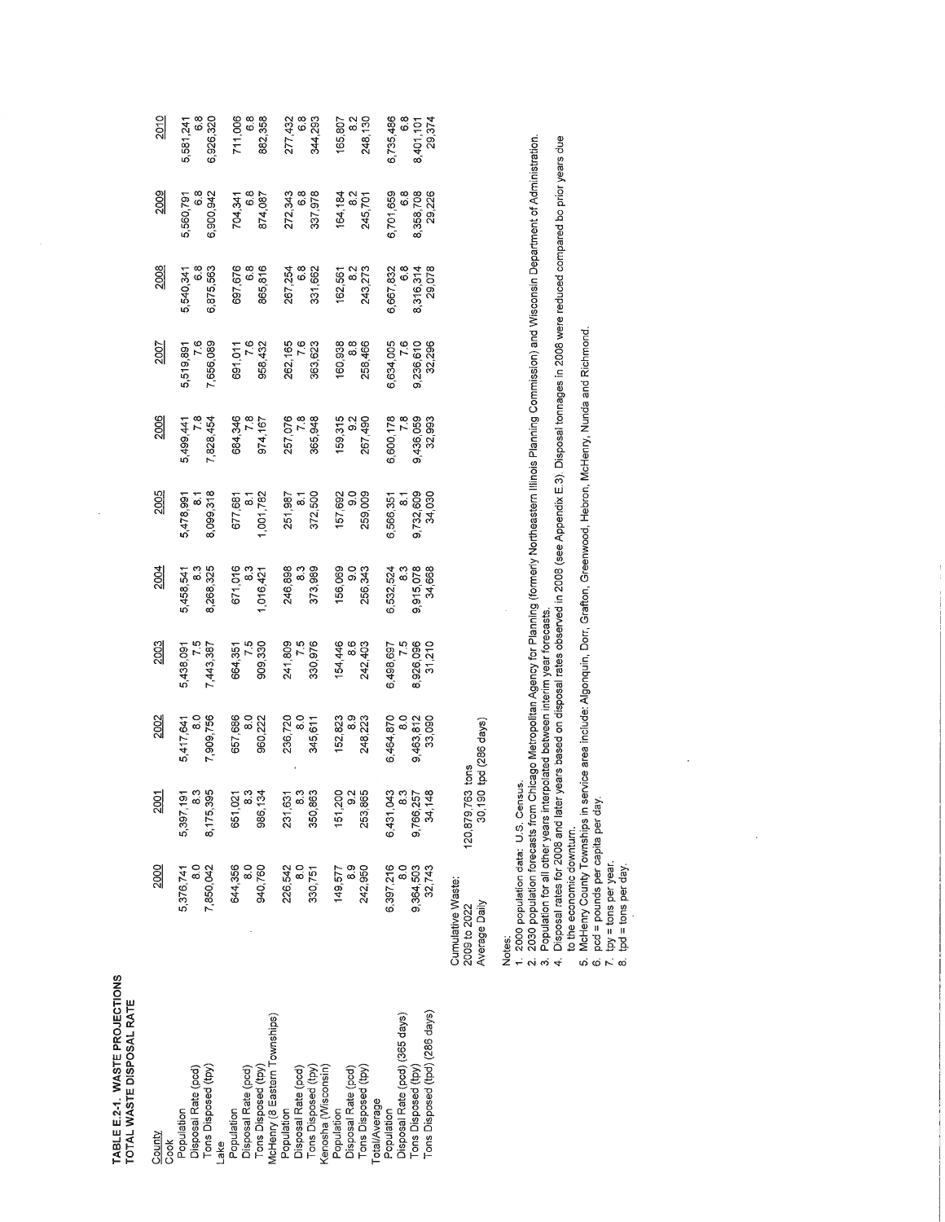# TABLE E.2-1. WASTE PROJECTIONS
## TOTAL WASTE DISPOSAL RATE

| County | 2000 | 2001 | 2002 | 2003 | 2004 | 2005 | 2006 | 2007 | 2008 | 2009 | 2010 |
|---|---|---|---|---|---|---|---|---|---|---|---|
| **Cook** | | | | | | | | | | | |
| Population | 5,376,741 | 5,397,191 | 5,417,641 | 5,438,091 | 5,458,541 | 5,478,991 | 5,499,441 | 5,519,891 | 5,540,341 | 5,560,791 | 5,581,241 |
| Disposal Rate (pcd) | 8.0 | 8.3 | 8.0 | 7.5 | 8.3 | 8.1 | 7.8 | 7.6 | 6.8 | 6.8 | 6.8 |
| Tons Disposed (tpy) | 7,850,042 | 8,175,395 | 7,909,756 | 7,443,387 | 8,268,325 | 8,099,318 | 7,828,454 | 7,656,089 | 6,875,563 | 6,900,942 | 6,926,320 |
| **Lake** | | | | | | | | | | | |
| Population | 644,356 | 651,021 | 657,686 | 664,351 | 671,016 | 677,681 | 684,346 | 691,011 | 697,676 | 704,341 | 711,006 |
| Disposal Rate (pcd) | 8.0 | 8.3 | 8.0 | 7.5 | 8.3 | 8.1 | 7.8 | 7.6 | 6.8 | 6.8 | 6.8 |
| Tons Disposed (tpy) | 940,760 | 986,134 | 960,222 | 909,330 | 1,016,421 | 1,001,782 | 974,167 | 958,432 | 865,816 | 874,087 | 882,358 |
| **McHenry (8 Eastern Townships)** | | | | | | | | | | | |
| Population | 226,542 | 231,631 | 236,720 | 241,809 | 246,898 | 251,987 | 257,076 | 262,165 | 267,254 | 272,343 | 277,432 |
| Disposal Rate (pcd) | 8.0 | 8.3 | 8.0 | 7.5 | 8.3 | 8.1 | 7.8 | 7.6 | 6.8 | 6.8 | 6.8 |
| Tons Disposed (tpy) | 330,751 | 350,863 | 345,611 | 330,976 | 373,989 | 372,500 | 365,948 | 363,623 | 331,662 | 337,978 | 344,293 |
| **Kenosha (Wisconsin)** | | | | | | | | | | | |
| Population | 149,577 | 151,200 | 152,823 | 154,446 | 156,069 | 157,692 | 159,315 | 160,938 | 162,561 | 164,184 | 165,807 |
| Disposal Rate (pcd) | 8.9 | 9.2 | 8.9 | 8.6 | 9.0 | 9.0 | 9.2 | 8.8 | 8.2 | 8.2 | 8.2 |
| Tons Disposed (tpy) | 242,950 | 253,865 | 248,223 | 242,403 | 256,343 | 259,009 | 267,490 | 258,466 | 243,273 | 245,701 | 248,130 |
| **Total/Average** | | | | | | | | | | | |
| Population | 6,397,216 | 6,431,043 | 6,464,870 | 6,498,697 | 6,532,524 | 6,566,351 | 6,600,178 | 6,634,005 | 6,667,832 | 6,701,659 | 6,735,486 |
| Disposal Rate (pcd) (365 days) | 8.0 | 8.3 | 8.0 | 7.5 | 8.3 | 8.1 | 7.8 | 7.6 | 6.8 | 6.8 | 6.8 |
| Tons Disposed (tpy) | 9,364,503 | 9,766,257 | 9,463,812 | 8,926,096 | 9,915,078 | 9,732,609 | 9,436,059 | 9,236,610 | 8,316,314 | 8,358,708 | 8,401,101 |
| Tons Disposed (tpd) (286 days) | 32,743 | 34,148 | 33,090 | 31,210 | 34,668 | 34,030 | 32,993 | 32,296 | 29,078 | 29,226 | 29,374 |

Cumulative Waste:
2009 to 2022 — 120,879,763 tons
Average Daily — 30,190 tpd (286 days)

Notes:
1. 2000 population data: U.S. Census.
2. 2030 population forecasts from Chicago Metropolitan Agency for Planning (formerly Northeastern Illinois Planning Commission) and Wisconsin Department of Administration.
3. Population for all other years interpolated between interim year forecasts.
4. Disposal rates for 2008 and later years based on disposal rates observed in 2008 (see Appendix E.3). Disposal tonnages in 2008 were reduced compared to prior years due to the economic downturn.
5. McHenry County Townships in service area include: Algonquin, Dorr, Grafton, Greenwood, Hebron, McHenry, Nunda and Richmond.
6. pcd = pounds per capita per day.
7. tpy = tons per year.
8. tpd = tons per day.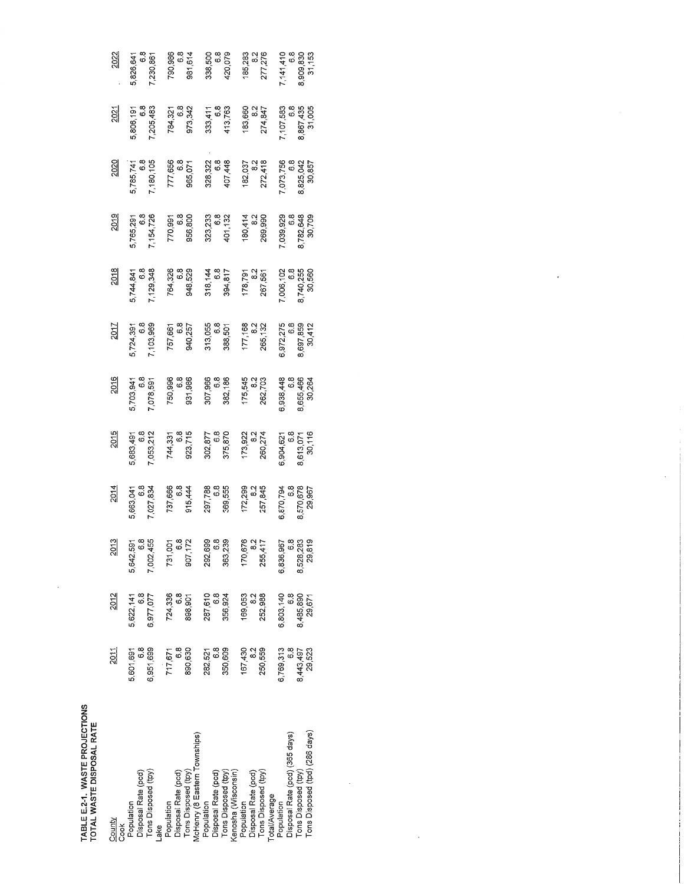**TABLE E.2-1. WASTE PROJECTIONS**
**TOTAL WASTE DISPOSAL RATE**

| County | 2011 | 2012 | 2013 | 2014 | 2015 | 2016 | 2017 | 2018 | 2019 | 2020 | 2021 | 2022 |
|---|---|---|---|---|---|---|---|---|---|---|---|---|
| Cook | | | | | | | | | | | | |
| Population | 5,601,691 | 5,622,141 | 5,642,591 | 5,663,041 | 5,683,491 | 5,703,941 | 5,724,391 | 5,744,841 | 5,765,291 | 5,785,741 | 5,806,191 | 5,826,641 |
| Disposal Rate (pcd) | 6.8 | 6.8 | 6.8 | 6.8 | 6.8 | 6.8 | 6.8 | 6.8 | 6.8 | 6.8 | 6.8 | 6.8 |
| Tons Disposed (tpy) | 6,951,699 | 6,977,077 | 7,002,455 | 7,027,834 | 7,053,212 | 7,078,591 | 7,103,969 | 7,129,348 | 7,154,726 | 7,180,105 | 7,205,483 | 7,230,861 |
| Lake | | | | | | | | | | | | |
| Population | 717,671 | 724,336 | 731,001 | 737,666 | 744,331 | 750,996 | 757,661 | 764,326 | 770,991 | 777,656 | 784,321 | 790,986 |
| Disposal Rate (pcd) | 6.8 | 6.8 | 6.8 | 6.8 | 6.8 | 6.8 | 6.8 | 6.8 | 6.8 | 6.8 | 6.8 | 6.8 |
| Tons Disposed (tpy) | 890,630 | 898,901 | 907,172 | 915,444 | 923,715 | 931,986 | 940,257 | 948,529 | 956,800 | 965,071 | 973,342 | 981,614 |
| McHenry (8 Eastern Townships) | | | | | | | | | | | | |
| Population | 282,521 | 287,610 | 292,699 | 297,788 | 302,877 | 307,966 | 313,055 | 318,144 | 323,233 | 328,322 | 333,411 | 338,500 |
| Disposal Rate (pcd) | 6.8 | 6.8 | 6.8 | 6.8 | 6.8 | 6.8 | 6.8 | 6.8 | 6.8 | 6.8 | 6.8 | 6.8 |
| Tons Disposed (tpy) | 350,609 | 356,924 | 363,239 | 369,555 | 375,870 | 382,186 | 388,501 | 394,817 | 401,132 | 407,448 | 413,763 | 420,079 |
| Kenosha (Wisconsin) | | | | | | | | | | | | |
| Population | 167,430 | 169,053 | 170,676 | 172,299 | 173,922 | 175,545 | 177,168 | 178,791 | 180,414 | 182,037 | 183,660 | 185,283 |
| Disposal Rate (pcd) | 8.2 | 8.2 | 8.2 | 8.2 | 8.2 | 8.2 | 8.2 | 8.2 | 8.2 | 8.2 | 8.2 | 8.2 |
| Tons Disposed (tpy) | 250,559 | 252,988 | 255,417 | 257,845 | 260,274 | 262,703 | 265,132 | 267,561 | 269,990 | 272,418 | 274,847 | 277,276 |
| Total/Average | | | | | | | | | | | | |
| Population | 6,769,313 | 6,803,140 | 6,836,967 | 6,870,794 | 6,904,621 | 6,938,448 | 6,972,275 | 7,006,102 | 7,039,929 | 7,073,756 | 7,107,583 | 7,141,410 |
| Disposal Rate (pcd) (365 days) | 6.8 | 6.8 | 6.8 | 6.8 | 6.8 | 6.8 | 6.8 | 6.8 | 6.8 | 6.8 | 6.8 | 6.8 |
| Tons Disposed (tpy) | 8,443,497 | 8,485,890 | 8,528,283 | 8,570,678 | 8,613,071 | 8,655,466 | 8,697,859 | 8,740,255 | 8,782,648 | 8,825,042 | 8,867,435 | 8,909,830 |
| Tons Disposed (tpd) (286 days) | 29,523 | 29,671 | 29,819 | 29,967 | 30,116 | 30,264 | 30,412 | 30,560 | 30,709 | 30,857 | 31,005 | 31,153 |